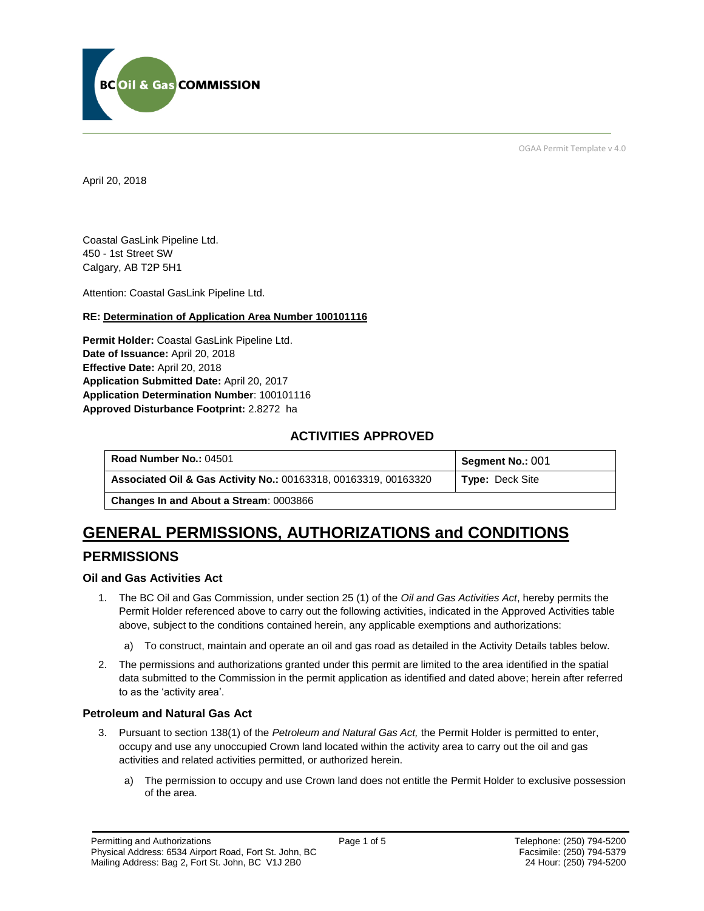OGAA Permit Template v 4.0

April 20, 2018

Coastal GasLink Pipeline Ltd.
450 - 1st Street SW
Calgary, AB T2P 5H1

Attention: Coastal GasLink Pipeline Ltd.

**RE: Determination of Application Area Number 100101116**

**Permit Holder:** Coastal GasLink Pipeline Ltd.
**Date of Issuance:** April 20, 2018
**Effective Date:** April 20, 2018
**Application Submitted Date:** April 20, 2017
**Application Determination Number**: 100101116
**Approved Disturbance Footprint:** 2.8272 ha

## ACTIVITIES APPROVED

| **Road Number No.:** 04501 | **Segment No.:** 001 |
|---|---|
| **Associated Oil & Gas Activity No.:** 00163318, 00163319, 00163320 | **Type:** Deck Site |
| **Changes In and About a Stream**: 0003866 | |

# GENERAL PERMISSIONS, AUTHORIZATIONS and CONDITIONS

## PERMISSIONS

### Oil and Gas Activities Act

1. The BC Oil and Gas Commission, under section 25 (1) of the *Oil and Gas Activities Act*, hereby permits the Permit Holder referenced above to carry out the following activities, indicated in the Approved Activities table above, subject to the conditions contained herein, any applicable exemptions and authorizations:
   a) To construct, maintain and operate an oil and gas road as detailed in the Activity Details tables below.
2. The permissions and authorizations granted under this permit are limited to the area identified in the spatial data submitted to the Commission in the permit application as identified and dated above; herein after referred to as the 'activity area'.

### Petroleum and Natural Gas Act

3. Pursuant to section 138(1) of the *Petroleum and Natural Gas Act,* the Permit Holder is permitted to enter, occupy and use any unoccupied Crown land located within the activity area to carry out the oil and gas activities and related activities permitted, or authorized herein.
   a) The permission to occupy and use Crown land does not entitle the Permit Holder to exclusive possession of the area.

Permitting and Authorizations
Physical Address: 6534 Airport Road, Fort St. John, BC
Mailing Address: Bag 2, Fort St. John, BC V1J 2B0

Telephone: (250) 794-5200
Facsimile: (250) 794-5379
24 Hour: (250) 794-5200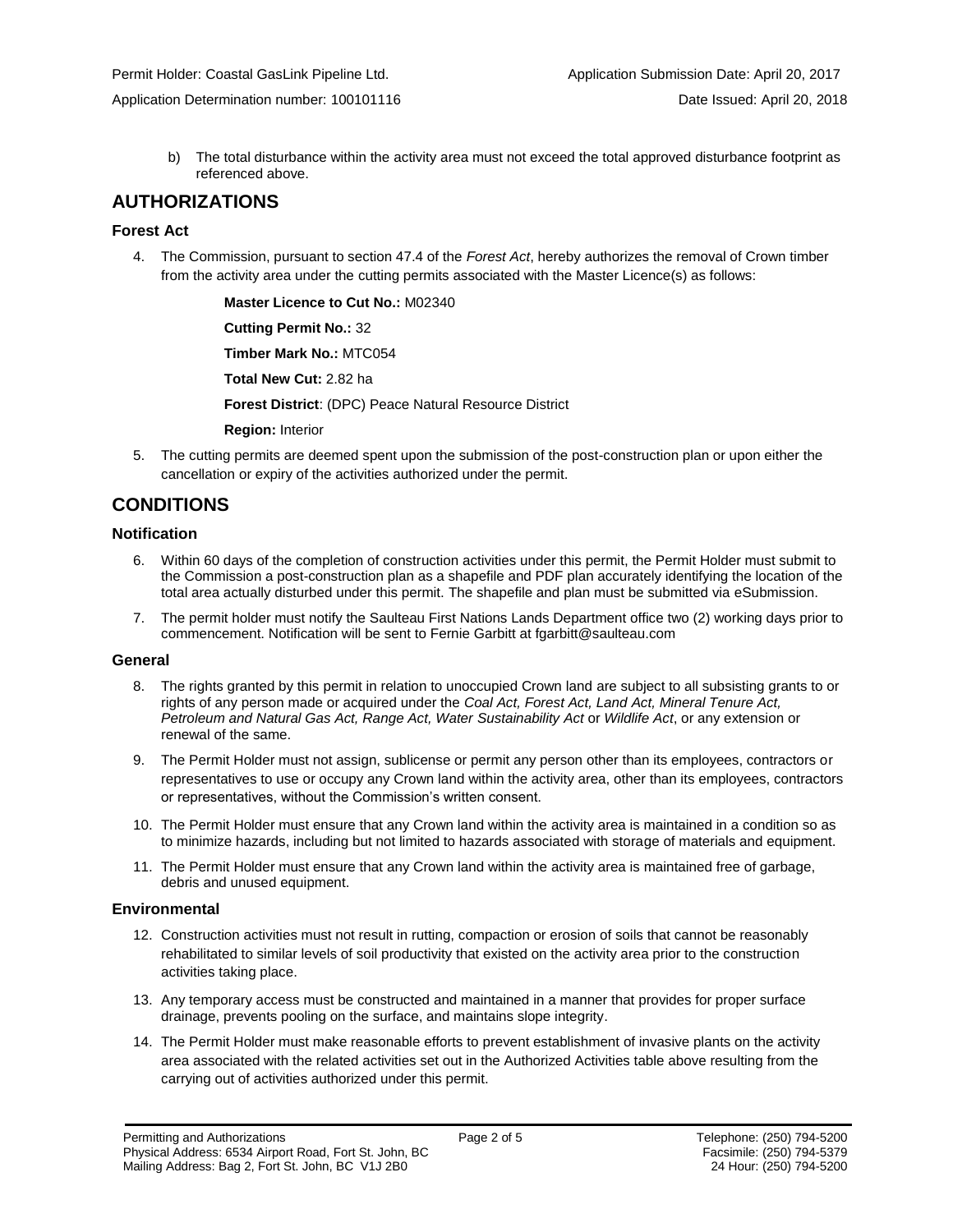b) The total disturbance within the activity area must not exceed the total approved disturbance footprint as referenced above.

## AUTHORIZATIONS

### Forest Act

4. The Commission, pursuant to section 47.4 of the *Forest Act*, hereby authorizes the removal of Crown timber from the activity area under the cutting permits associated with the Master Licence(s) as follows:

   **Master Licence to Cut No.:** M02340

   **Cutting Permit No.:** 32

   **Timber Mark No.:** MTC054

   **Total New Cut:** 2.82 ha

   **Forest District**: (DPC) Peace Natural Resource District

   **Region:** Interior

5. The cutting permits are deemed spent upon the submission of the post-construction plan or upon either the cancellation or expiry of the activities authorized under the permit.

## CONDITIONS

### Notification

6. Within 60 days of the completion of construction activities under this permit, the Permit Holder must submit to the Commission a post-construction plan as a shapefile and PDF plan accurately identifying the location of the total area actually disturbed under this permit. The shapefile and plan must be submitted via eSubmission.
7. The permit holder must notify the Saulteau First Nations Lands Department office two (2) working days prior to commencement. Notification will be sent to Fernie Garbitt at fgarbitt@saulteau.com

### General

8. The rights granted by this permit in relation to unoccupied Crown land are subject to all subsisting grants to or rights of any person made or acquired under the *Coal Act, Forest Act, Land Act, Mineral Tenure Act, Petroleum and Natural Gas Act, Range Act, Water Sustainability Act* or *Wildlife Act*, or any extension or renewal of the same.
9. The Permit Holder must not assign, sublicense or permit any person other than its employees, contractors or representatives to use or occupy any Crown land within the activity area, other than its employees, contractors or representatives, without the Commission's written consent.
10. The Permit Holder must ensure that any Crown land within the activity area is maintained in a condition so as to minimize hazards, including but not limited to hazards associated with storage of materials and equipment.
11. The Permit Holder must ensure that any Crown land within the activity area is maintained free of garbage, debris and unused equipment.

### Environmental

12. Construction activities must not result in rutting, compaction or erosion of soils that cannot be reasonably rehabilitated to similar levels of soil productivity that existed on the activity area prior to the construction activities taking place.
13. Any temporary access must be constructed and maintained in a manner that provides for proper surface drainage, prevents pooling on the surface, and maintains slope integrity.
14. The Permit Holder must make reasonable efforts to prevent establishment of invasive plants on the activity area associated with the related activities set out in the Authorized Activities table above resulting from the carrying out of activities authorized under this permit.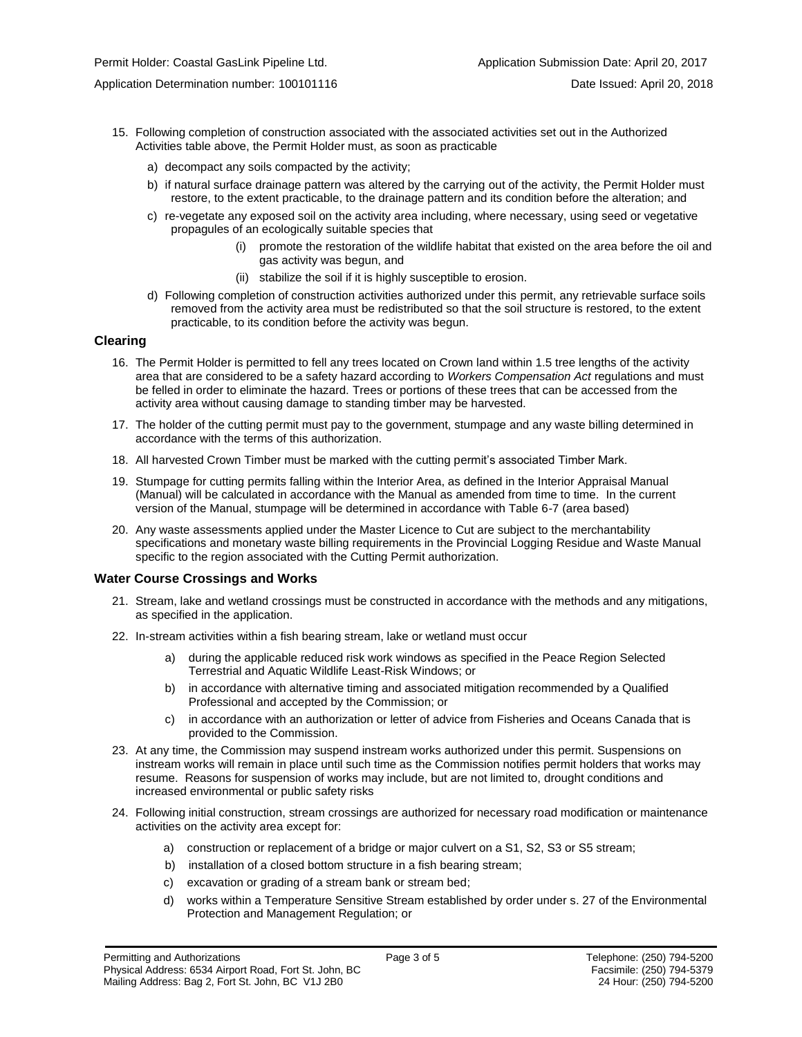15. Following completion of construction associated with the associated activities set out in the Authorized Activities table above, the Permit Holder must, as soon as practicable

    a) decompact any soils compacted by the activity;

    b) if natural surface drainage pattern was altered by the carrying out of the activity, the Permit Holder must restore, to the extent practicable, to the drainage pattern and its condition before the alteration; and

    c) re-vegetate any exposed soil on the activity area including, where necessary, using seed or vegetative propagules of an ecologically suitable species that

        (i) promote the restoration of the wildlife habitat that existed on the area before the oil and gas activity was begun, and

        (ii) stabilize the soil if it is highly susceptible to erosion.

    d) Following completion of construction activities authorized under this permit, any retrievable surface soils removed from the activity area must be redistributed so that the soil structure is restored, to the extent practicable, to its condition before the activity was begun.

### Clearing

16. The Permit Holder is permitted to fell any trees located on Crown land within 1.5 tree lengths of the activity area that are considered to be a safety hazard according to *Workers Compensation Act* regulations and must be felled in order to eliminate the hazard. Trees or portions of these trees that can be accessed from the activity area without causing damage to standing timber may be harvested.

17. The holder of the cutting permit must pay to the government, stumpage and any waste billing determined in accordance with the terms of this authorization.

18. All harvested Crown Timber must be marked with the cutting permit's associated Timber Mark.

19. Stumpage for cutting permits falling within the Interior Area, as defined in the Interior Appraisal Manual (Manual) will be calculated in accordance with the Manual as amended from time to time. In the current version of the Manual, stumpage will be determined in accordance with Table 6-7 (area based)

20. Any waste assessments applied under the Master Licence to Cut are subject to the merchantability specifications and monetary waste billing requirements in the Provincial Logging Residue and Waste Manual specific to the region associated with the Cutting Permit authorization.

### Water Course Crossings and Works

21. Stream, lake and wetland crossings must be constructed in accordance with the methods and any mitigations, as specified in the application.

22. In-stream activities within a fish bearing stream, lake or wetland must occur

    a) during the applicable reduced risk work windows as specified in the Peace Region Selected Terrestrial and Aquatic Wildlife Least-Risk Windows; or

    b) in accordance with alternative timing and associated mitigation recommended by a Qualified Professional and accepted by the Commission; or

    c) in accordance with an authorization or letter of advice from Fisheries and Oceans Canada that is provided to the Commission.

23. At any time, the Commission may suspend instream works authorized under this permit. Suspensions on instream works will remain in place until such time as the Commission notifies permit holders that works may resume. Reasons for suspension of works may include, but are not limited to, drought conditions and increased environmental or public safety risks

24. Following initial construction, stream crossings are authorized for necessary road modification or maintenance activities on the activity area except for:

    a) construction or replacement of a bridge or major culvert on a S1, S2, S3 or S5 stream;

    b) installation of a closed bottom structure in a fish bearing stream;

    c) excavation or grading of a stream bank or stream bed;

    d) works within a Temperature Sensitive Stream established by order under s. 27 of the Environmental Protection and Management Regulation; or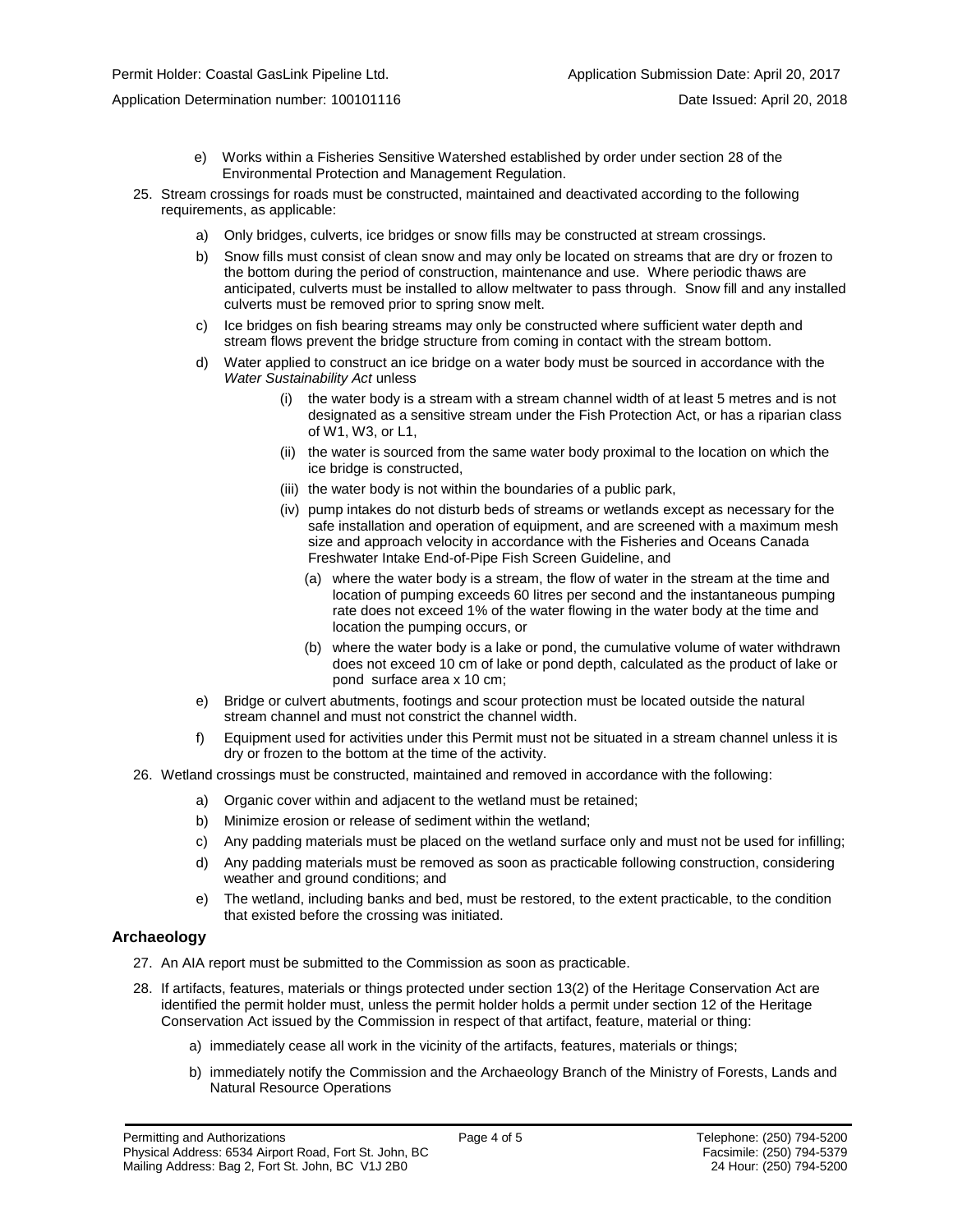e) Works within a Fisheries Sensitive Watershed established by order under section 28 of the Environmental Protection and Management Regulation.

25. Stream crossings for roads must be constructed, maintained and deactivated according to the following requirements, as applicable:

    a) Only bridges, culverts, ice bridges or snow fills may be constructed at stream crossings.

    b) Snow fills must consist of clean snow and may only be located on streams that are dry or frozen to the bottom during the period of construction, maintenance and use. Where periodic thaws are anticipated, culverts must be installed to allow meltwater to pass through. Snow fill and any installed culverts must be removed prior to spring snow melt.

    c) Ice bridges on fish bearing streams may only be constructed where sufficient water depth and stream flows prevent the bridge structure from coming in contact with the stream bottom.

    d) Water applied to construct an ice bridge on a water body must be sourced in accordance with the *Water Sustainability Act* unless

        (i) the water body is a stream with a stream channel width of at least 5 metres and is not designated as a sensitive stream under the Fish Protection Act, or has a riparian class of W1, W3, or L1,

        (ii) the water is sourced from the same water body proximal to the location on which the ice bridge is constructed,

        (iii) the water body is not within the boundaries of a public park,

        (iv) pump intakes do not disturb beds of streams or wetlands except as necessary for the safe installation and operation of equipment, and are screened with a maximum mesh size and approach velocity in accordance with the Fisheries and Oceans Canada Freshwater Intake End-of-Pipe Fish Screen Guideline, and

            (a) where the water body is a stream, the flow of water in the stream at the time and location of pumping exceeds 60 litres per second and the instantaneous pumping rate does not exceed 1% of the water flowing in the water body at the time and location the pumping occurs, or

            (b) where the water body is a lake or pond, the cumulative volume of water withdrawn does not exceed 10 cm of lake or pond depth, calculated as the product of lake or pond surface area x 10 cm;

    e) Bridge or culvert abutments, footings and scour protection must be located outside the natural stream channel and must not constrict the channel width.

    f) Equipment used for activities under this Permit must not be situated in a stream channel unless it is dry or frozen to the bottom at the time of the activity.

26. Wetland crossings must be constructed, maintained and removed in accordance with the following:

    a) Organic cover within and adjacent to the wetland must be retained;

    b) Minimize erosion or release of sediment within the wetland;

    c) Any padding materials must be placed on the wetland surface only and must not be used for infilling;

    d) Any padding materials must be removed as soon as practicable following construction, considering weather and ground conditions; and

    e) The wetland, including banks and bed, must be restored, to the extent practicable, to the condition that existed before the crossing was initiated.

### Archaeology

27. An AIA report must be submitted to the Commission as soon as practicable.

28. If artifacts, features, materials or things protected under section 13(2) of the Heritage Conservation Act are identified the permit holder must, unless the permit holder holds a permit under section 12 of the Heritage Conservation Act issued by the Commission in respect of that artifact, feature, material or thing:

    a) immediately cease all work in the vicinity of the artifacts, features, materials or things;

    b) immediately notify the Commission and the Archaeology Branch of the Ministry of Forests, Lands and Natural Resource Operations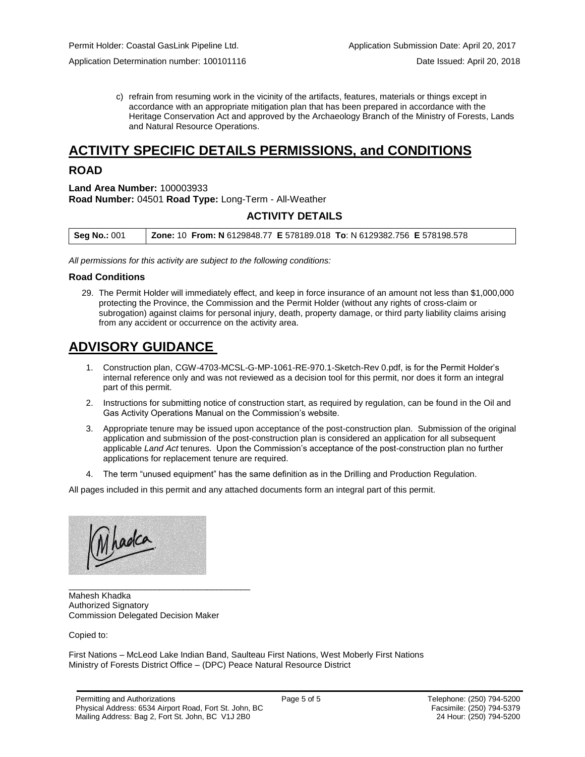c) refrain from resuming work in the vicinity of the artifacts, features, materials or things except in accordance with an appropriate mitigation plan that has been prepared in accordance with the Heritage Conservation Act and approved by the Archaeology Branch of the Ministry of Forests, Lands and Natural Resource Operations.

# ACTIVITY SPECIFIC DETAILS PERMISSIONS, and CONDITIONS

## ROAD

**Land Area Number:** 100003933
**Road Number:** 04501 **Road Type:** Long-Term - All-Weather

### ACTIVITY DETAILS

| | |
|---|---|
| **Seg No.:** 001 | **Zone:** 10 **From: N** 6129848.77 **E** 578189.018 **To**: N 6129382.756 **E** 578198.578 |

*All permissions for this activity are subject to the following conditions:*

**Road Conditions**

29. The Permit Holder will immediately effect, and keep in force insurance of an amount not less than $1,000,000 protecting the Province, the Commission and the Permit Holder (without any rights of cross-claim or subrogation) against claims for personal injury, death, property damage, or third party liability claims arising from any accident or occurrence on the activity area.

# ADVISORY GUIDANCE

1. Construction plan, CGW-4703-MCSL-G-MP-1061-RE-970.1-Sketch-Rev 0.pdf, is for the Permit Holder's internal reference only and was not reviewed as a decision tool for this permit, nor does it form an integral part of this permit.
2. Instructions for submitting notice of construction start, as required by regulation, can be found in the Oil and Gas Activity Operations Manual on the Commission's website.
3. Appropriate tenure may be issued upon acceptance of the post-construction plan. Submission of the original application and submission of the post-construction plan is considered an application for all subsequent applicable *Land Act* tenures. Upon the Commission's acceptance of the post-construction plan no further applications for replacement tenure are required.
4. The term "unused equipment" has the same definition as in the Drilling and Production Regulation.

All pages included in this permit and any attached documents form an integral part of this permit.

Mahesh Khadka
Authorized Signatory
Commission Delegated Decision Maker

Copied to:

First Nations – McLeod Lake Indian Band, Saulteau First Nations, West Moberly First Nations
Ministry of Forests District Office – (DPC) Peace Natural Resource District